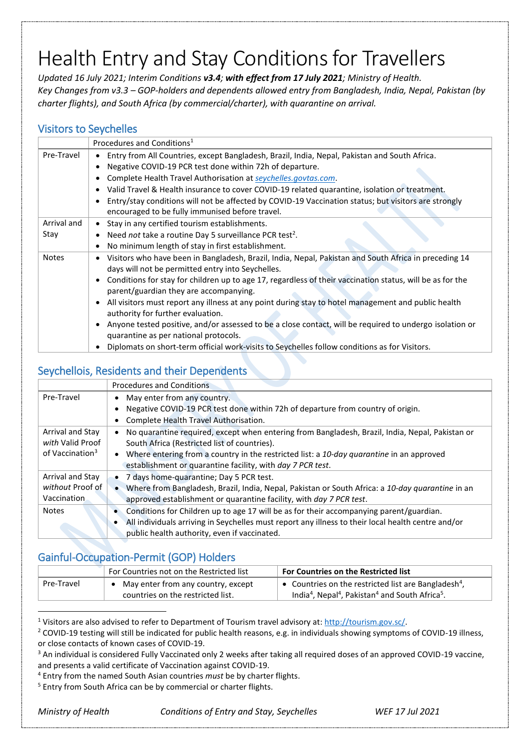# Health Entry and Stay Conditions for Travellers

*Updated 16 July 2021; Interim Conditions **v3.4**; **with effect from 17 July 2021**; Ministry of Health.*
*Key Changes from v3.3 – GOP-holders and dependents allowed entry from Bangladesh, India, Nepal, Pakistan (by charter flights), and South Africa (by commercial/charter), with quarantine on arrival.*

## Visitors to Seychelles

| | Procedures and Conditions[1] |
|---|---|
| Pre-Travel | • Entry from All Countries, except Bangladesh, Brazil, India, Nepal, Pakistan and South Africa.<br>• Negative COVID-19 PCR test done within 72h of departure.<br>• Complete Health Travel Authorisation at *seychelles.govtas.com*.<br>• Valid Travel & Health insurance to cover COVID-19 related quarantine, isolation or treatment.<br>• Entry/stay conditions will not be affected by COVID-19 Vaccination status; but visitors are strongly encouraged to be fully immunised before travel. |
| Arrival and Stay | • Stay in any certified tourism establishments.<br>• Need *not* take a routine Day 5 surveillance PCR test[2].<br>• No minimum length of stay in first establishment. |
| Notes | • Visitors who have been in Bangladesh, Brazil, India, Nepal, Pakistan and South Africa in preceding 14 days will not be permitted entry into Seychelles.<br>• Conditions for stay for children up to age 17, regardless of their vaccination status, will be as for the parent/guardian they are accompanying.<br>• All visitors must report any illness at any point during stay to hotel management and public health authority for further evaluation.<br>• Anyone tested positive, and/or assessed to be a close contact, will be required to undergo isolation or quarantine as per national protocols.<br>• Diplomats on short-term official work-visits to Seychelles follow conditions as for Visitors. |

## Seychellois, Residents and their Dependents

| | Procedures and Conditions |
|---|---|
| Pre-Travel | • May enter from any country.<br>• Negative COVID-19 PCR test done within 72h of departure from country of origin.<br>• Complete Health Travel Authorisation. |
| Arrival and Stay *with* Valid Proof of Vaccination[3] | • No quarantine required, except when entering from Bangladesh, Brazil, India, Nepal, Pakistan or South Africa (Restricted list of countries).<br>• Where entering from a country in the restricted list: a *10-day quarantine* in an approved establishment or quarantine facility, with *day 7 PCR test*. |
| Arrival and Stay *without* Proof of Vaccination | • 7 days home-quarantine; Day 5 PCR test.<br>• Where from Bangladesh, Brazil, India, Nepal, Pakistan or South Africa: a *10-day quarantine* in an approved establishment or quarantine facility, with *day 7 PCR test*. |
| Notes | • Conditions for Children up to age 17 will be as for their accompanying parent/guardian.<br>• All individuals arriving in Seychelles must report any illness to their local health centre and/or public health authority, even if vaccinated. |

## Gainful-Occupation-Permit (GOP) Holders

| | For Countries not on the Restricted list | **For Countries on the Restricted list** |
|---|---|---|
| Pre-Travel | • May enter from any country, except countries on the restricted list. | • Countries on the restricted list are Bangladesh[4], India[4], Nepal[4], Pakistan[4] and South Africa[5]. |

[1] Visitors are also advised to refer to Department of Tourism travel advisory at: http://tourism.gov.sc/.
[2] COVID-19 testing will still be indicated for public health reasons, e.g. in individuals showing symptoms of COVID-19 illness, or close contacts of known cases of COVID-19.
[3] An individual is considered Fully Vaccinated only 2 weeks after taking all required doses of an approved COVID-19 vaccine, and presents a valid certificate of Vaccination against COVID-19.
[4] Entry from the named South Asian countries *must* be by charter flights.
[5] Entry from South Africa can be by commercial or charter flights.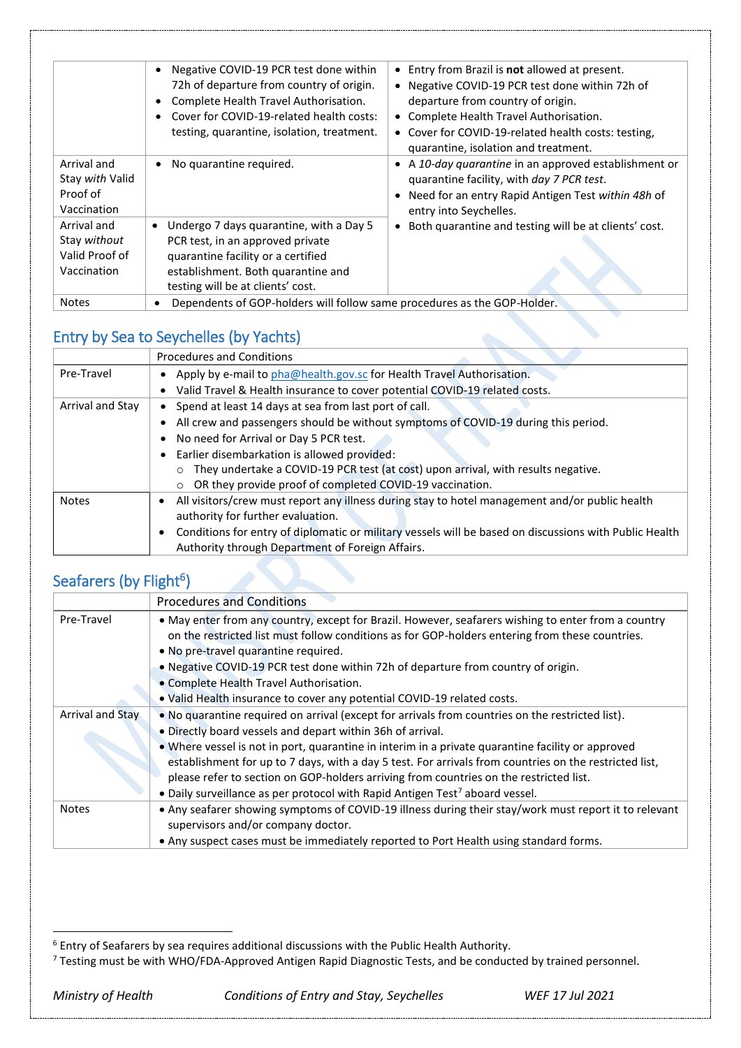| | | |
|---|---|---|
| | • Negative COVID-19 PCR test done within 72h of departure from country of origin.<br>• Complete Health Travel Authorisation.<br>• Cover for COVID-19-related health costs: testing, quarantine, isolation, treatment. | • Entry from Brazil is **not** allowed at present.<br>• Negative COVID-19 PCR test done within 72h of departure from country of origin.<br>• Complete Health Travel Authorisation.<br>• Cover for COVID-19-related health costs: testing, quarantine, isolation and treatment. |
| Arrival and Stay *with* Valid Proof of Vaccination | • No quarantine required. | • A *10-day quarantine* in an approved establishment or quarantine facility, with *day 7 PCR test*.<br>• Need for an entry Rapid Antigen Test *within 48h* of entry into Seychelles.<br>• Both quarantine and testing will be at clients' cost. |
| Arrival and Stay *without* Valid Proof of Vaccination | • Undergo 7 days quarantine, with a Day 5 PCR test, in an approved private quarantine facility or a certified establishment. Both quarantine and testing will be at clients' cost. | |
| Notes | • Dependents of GOP-holders will follow same procedures as the GOP-Holder. | |

## Entry by Sea to Seychelles (by Yachts)

| | Procedures and Conditions |
|---|---|
| Pre-Travel | • Apply by e-mail to pha@health.gov.sc for Health Travel Authorisation.<br>• Valid Travel & Health insurance to cover potential COVID-19 related costs. |
| Arrival and Stay | • Spend at least 14 days at sea from last port of call.<br>• All crew and passengers should be without symptoms of COVID-19 during this period.<br>• No need for Arrival or Day 5 PCR test.<br>• Earlier disembarkation is allowed provided:<br>  ○ They undertake a COVID-19 PCR test (at cost) upon arrival, with results negative.<br>  ○ OR they provide proof of completed COVID-19 vaccination. |
| Notes | • All visitors/crew must report any illness during stay to hotel management and/or public health authority for further evaluation.<br>• Conditions for entry of diplomatic or military vessels will be based on discussions with Public Health Authority through Department of Foreign Affairs. |

## Seafarers (by Flight[6])

| | Procedures and Conditions |
|---|---|
| Pre-Travel | • May enter from any country, except for Brazil. However, seafarers wishing to enter from a country on the restricted list must follow conditions as for GOP-holders entering from these countries.<br>• No pre-travel quarantine required.<br>• Negative COVID-19 PCR test done within 72h of departure from country of origin.<br>• Complete Health Travel Authorisation.<br>• Valid Health insurance to cover any potential COVID-19 related costs. |
| Arrival and Stay | • No quarantine required on arrival (except for arrivals from countries on the restricted list).<br>• Directly board vessels and depart within 36h of arrival.<br>• Where vessel is not in port, quarantine in interim in a private quarantine facility or approved establishment for up to 7 days, with a day 5 test. For arrivals from countries on the restricted list, please refer to section on GOP-holders arriving from countries on the restricted list.<br>• Daily surveillance as per protocol with Rapid Antigen Test[7] aboard vessel. |
| Notes | • Any seafarer showing symptoms of COVID-19 illness during their stay/work must report it to relevant supervisors and/or company doctor.<br>• Any suspect cases must be immediately reported to Port Health using standard forms. |

[6] Entry of Seafarers by sea requires additional discussions with the Public Health Authority.

[7] Testing must be with WHO/FDA-Approved Antigen Rapid Diagnostic Tests, and be conducted by trained personnel.